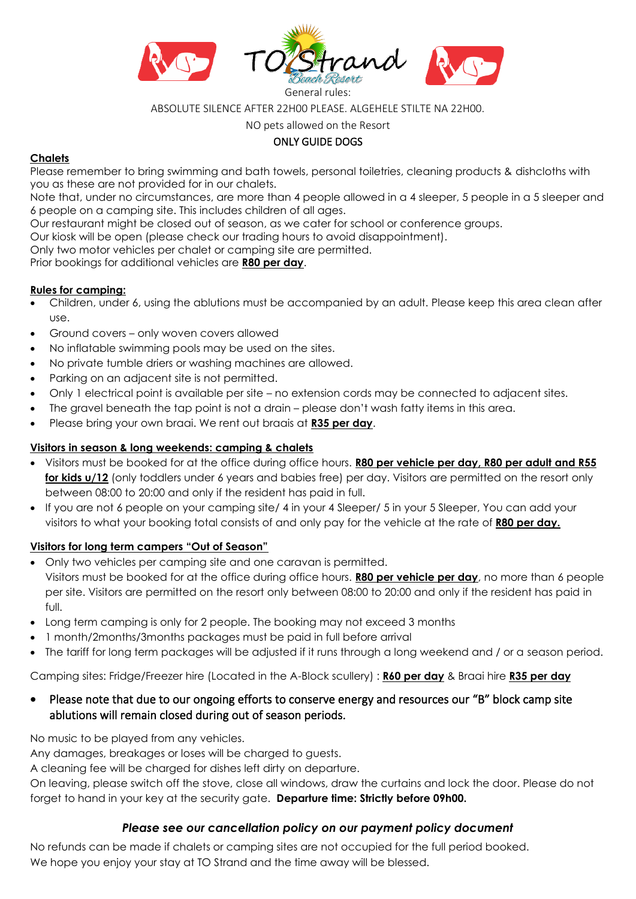# TO Strand Beach Resort

General rules:

ABSOLUTE SILENCE AFTER 22H00 PLEASE. ALGEHELE STILTE NA 22H00.

NO pets allowed on the Resort

ONLY GUIDE DOGS

## Chalets

Please remember to bring swimming and bath towels, personal toiletries, cleaning products & dishcloths with you as these are not provided for in our chalets.
Note that, under no circumstances, are more than 4 people allowed in a 4 sleeper, 5 people in a 5 sleeper and 6 people on a camping site. This includes children of all ages.
Our restaurant might be closed out of season, as we cater for school or conference groups.
Our kiosk will be open (please check our trading hours to avoid disappointment).
Only two motor vehicles per chalet or camping site are permitted.
Prior bookings for additional vehicles are **R80 per day**.

## Rules for camping:

- Children, under 6, using the ablutions must be accompanied by an adult. Please keep this area clean after use.
- Ground covers – only woven covers allowed
- No inflatable swimming pools may be used on the sites.
- No private tumble driers or washing machines are allowed.
- Parking on an adjacent site is not permitted.
- Only 1 electrical point is available per site – no extension cords may be connected to adjacent sites.
- The gravel beneath the tap point is not a drain – please don't wash fatty items in this area.
- Please bring your own braai. We rent out braais at **R35 per day**.

## Visitors in season & long weekends: camping & chalets

- Visitors must be booked for at the office during office hours. **R80 per vehicle per day, R80 per adult and R55 for kids u/12** (only toddlers under 6 years and babies free) per day. Visitors are permitted on the resort only between 08:00 to 20:00 and only if the resident has paid in full.
- If you are not 6 people on your camping site/ 4 in your 4 Sleeper/ 5 in your 5 Sleeper, You can add your visitors to what your booking total consists of and only pay for the vehicle at the rate of **R80 per day.**

## Visitors for long term campers "Out of Season"

- Only two vehicles per camping site and one caravan is permitted.
  Visitors must be booked for at the office during office hours. **R80 per vehicle per day**, no more than 6 people per site. Visitors are permitted on the resort only between 08:00 to 20:00 and only if the resident has paid in full.
- Long term camping is only for 2 people. The booking may not exceed 3 months
- 1 month/2months/3months packages must be paid in full before arrival
- The tariff for long term packages will be adjusted if it runs through a long weekend and / or a season period.

Camping sites: Fridge/Freezer hire (Located in the A-Block scullery) : **R60 per day** & Braai hire **R35 per day**

- Please note that due to our ongoing efforts to conserve energy and resources our "B" block camp site ablutions will remain closed during out of season periods.

No music to be played from any vehicles.
Any damages, breakages or loses will be charged to guests.
A cleaning fee will be charged for dishes left dirty on departure.
On leaving, please switch off the stove, close all windows, draw the curtains and lock the door. Please do not forget to hand in your key at the security gate. **Departure time: Strictly before 09h00.**

***Please see our cancellation policy on our payment policy document***

No refunds can be made if chalets or camping sites are not occupied for the full period booked.
We hope you enjoy your stay at TO Strand and the time away will be blessed.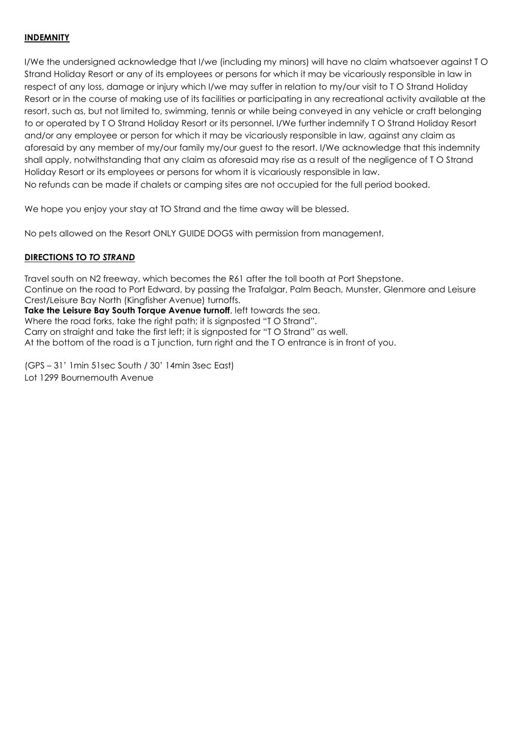**INDEMNITY**

I/We the undersigned acknowledge that I/we (including my minors) will have no claim whatsoever against T O Strand Holiday Resort or any of its employees or persons for which it may be vicariously responsible in law in respect of any loss, damage or injury which I/we may suffer in relation to my/our visit to T O Strand Holiday Resort or in the course of making use of its facilities or participating in any recreational activity available at the resort, such as, but not limited to, swimming, tennis or while being conveyed in any vehicle or craft belonging to or operated by T O Strand Holiday Resort or its personnel. I/We further indemnify T O Strand Holiday Resort and/or any employee or person for which it may be vicariously responsible in law, against any claim as aforesaid by any member of my/our family my/our guest to the resort. I/We acknowledge that this indemnity shall apply, notwithstanding that any claim as aforesaid may rise as a result of the negligence of T O Strand Holiday Resort or its employees or persons for whom it is vicariously responsible in law.
No refunds can be made if chalets or camping sites are not occupied for the full period booked.

We hope you enjoy your stay at TO Strand and the time away will be blessed.

No pets allowed on the Resort ONLY GUIDE DOGS with permission from management.

**DIRECTIONS TO *TO STRAND***

Travel south on N2 freeway, which becomes the R61 after the toll booth at Port Shepstone.
Continue on the road to Port Edward, by passing the Trafalgar, Palm Beach, Munster, Glenmore and Leisure Crest/Leisure Bay North (Kingfisher Avenue) turnoffs.
**Take the Leisure Bay South Torque Avenue turnoff**, left towards the sea.
Where the road forks, take the right path; it is signposted "T O Strand".
Carry on straight and take the first left; it is signposted for "T O Strand" as well.
At the bottom of the road is a T junction, turn right and the T O entrance is in front of you.

(GPS – 31' 1min 51sec South / 30' 14min 3sec East)
Lot 1299 Bournemouth Avenue